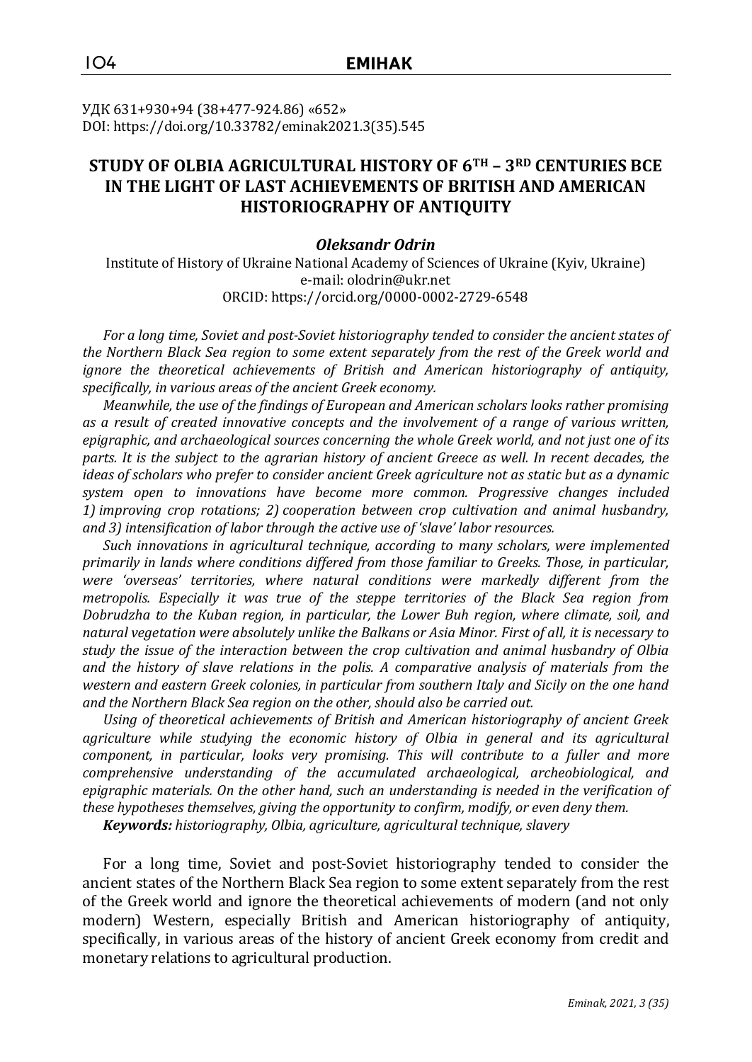УДК 631+930+94 (38+477-924.86) «652»
DOI: https://doi.org/10.33782/eminak2021.3(35).545

# STUDY OF OLBIA AGRICULTURAL HISTORY OF 6TH – 3RD CENTURIES BCE IN THE LIGHT OF LAST ACHIEVEMENTS OF BRITISH AND AMERICAN HISTORIOGRAPHY OF ANTIQUITY

***Oleksandr Odrin***

Institute of History of Ukraine National Academy of Sciences of Ukraine (Kyiv, Ukraine)
e-mail: olodrin@ukr.net
ORCID: https://orcid.org/0000-0002-2729-6548

*For a long time, Soviet and post-Soviet historiography tended to consider the ancient states of the Northern Black Sea region to some extent separately from the rest of the Greek world and ignore the theoretical achievements of British and American historiography of antiquity, specifically, in various areas of the ancient Greek economy.*

*Meanwhile, the use of the findings of European and American scholars looks rather promising as a result of created innovative concepts and the involvement of a range of various written, epigraphic, and archaeological sources concerning the whole Greek world, and not just one of its parts. It is the subject to the agrarian history of ancient Greece as well. In recent decades, the ideas of scholars who prefer to consider ancient Greek agriculture not as static but as a dynamic system open to innovations have become more common. Progressive changes included 1) improving crop rotations; 2) cooperation between crop cultivation and animal husbandry, and 3) intensification of labor through the active use of 'slave' labor resources.*

*Such innovations in agricultural technique, according to many scholars, were implemented primarily in lands where conditions differed from those familiar to Greeks. Those, in particular, were 'overseas' territories, where natural conditions were markedly different from the metropolis. Especially it was true of the steppe territories of the Black Sea region from Dobrudzha to the Kuban region, in particular, the Lower Buh region, where climate, soil, and natural vegetation were absolutely unlike the Balkans or Asia Minor. First of all, it is necessary to study the issue of the interaction between the crop cultivation and animal husbandry of Olbia and the history of slave relations in the polis. A comparative analysis of materials from the western and eastern Greek colonies, in particular from southern Italy and Sicily on the one hand and the Northern Black Sea region on the other, should also be carried out.*

*Using of theoretical achievements of British and American historiography of ancient Greek agriculture while studying the economic history of Olbia in general and its agricultural component, in particular, looks very promising. This will contribute to a fuller and more comprehensive understanding of the accumulated archaeological, archeobiological, and epigraphic materials. On the other hand, such an understanding is needed in the verification of these hypotheses themselves, giving the opportunity to confirm, modify, or even deny them.*

***Keywords:*** *historiography, Olbia, agriculture, agricultural technique, slavery*

For a long time, Soviet and post-Soviet historiography tended to consider the ancient states of the Northern Black Sea region to some extent separately from the rest of the Greek world and ignore the theoretical achievements of modern (and not only modern) Western, especially British and American historiography of antiquity, specifically, in various areas of the history of ancient Greek economy from credit and monetary relations to agricultural production.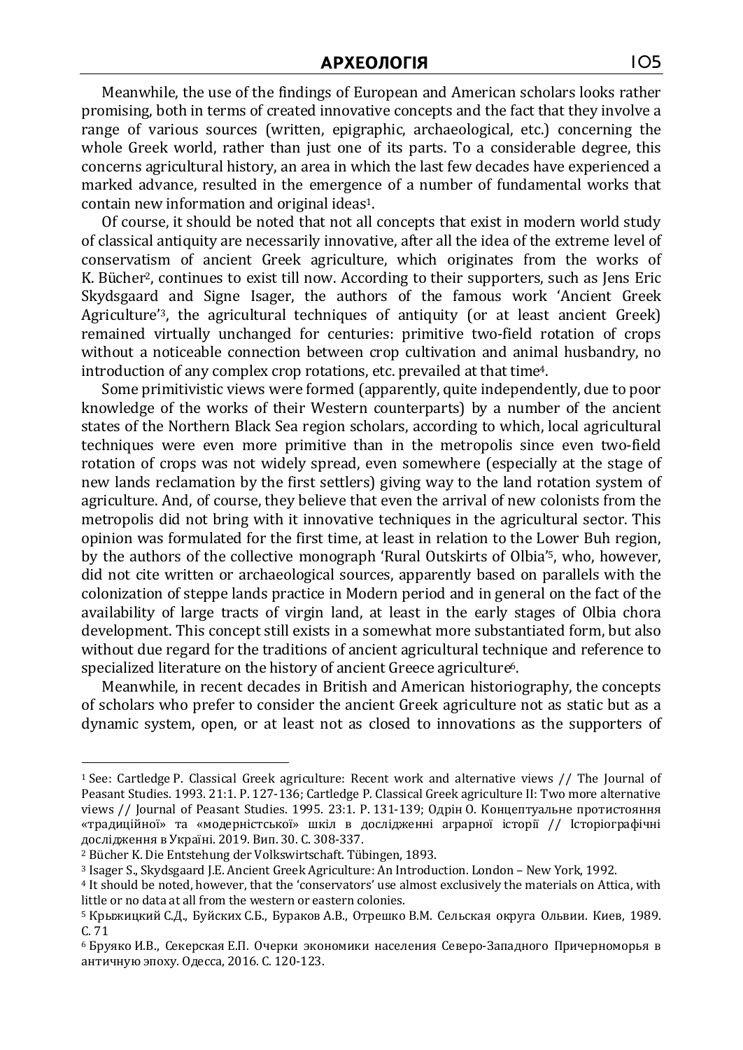Meanwhile, the use of the findings of European and American scholars looks rather promising, both in terms of created innovative concepts and the fact that they involve a range of various sources (written, epigraphic, archaeological, etc.) concerning the whole Greek world, rather than just one of its parts. To a considerable degree, this concerns agricultural history, an area in which the last few decades have experienced a marked advance, resulted in the emergence of a number of fundamental works that contain new information and original ideas[1].

Of course, it should be noted that not all concepts that exist in modern world study of classical antiquity are necessarily innovative, after all the idea of the extreme level of conservatism of ancient Greek agriculture, which originates from the works of K. Bücher[2], continues to exist till now. According to their supporters, such as Jens Eric Skydsgaard and Signe Isager, the authors of the famous work 'Ancient Greek Agriculture'[3], the agricultural techniques of antiquity (or at least ancient Greek) remained virtually unchanged for centuries: primitive two-field rotation of crops without a noticeable connection between crop cultivation and animal husbandry, no introduction of any complex crop rotations, etc. prevailed at that time[4].

Some primitivistic views were formed (apparently, quite independently, due to poor knowledge of the works of their Western counterparts) by a number of the ancient states of the Northern Black Sea region scholars, according to which, local agricultural techniques were even more primitive than in the metropolis since even two-field rotation of crops was not widely spread, even somewhere (especially at the stage of new lands reclamation by the first settlers) giving way to the land rotation system of agriculture. And, of course, they believe that even the arrival of new colonists from the metropolis did not bring with it innovative techniques in the agricultural sector. This opinion was formulated for the first time, at least in relation to the Lower Buh region, by the authors of the collective monograph 'Rural Outskirts of Olbia'[5], who, however, did not cite written or archaeological sources, apparently based on parallels with the colonization of steppe lands practice in Modern period and in general on the fact of the availability of large tracts of virgin land, at least in the early stages of Olbia chora development. This concept still exists in a somewhat more substantiated form, but also without due regard for the traditions of ancient agricultural technique and reference to specialized literature on the history of ancient Greece agriculture[6].

Meanwhile, in recent decades in British and American historiography, the concepts of scholars who prefer to consider the ancient Greek agriculture not as static but as a dynamic system, open, or at least not as closed to innovations as the supporters of

---

[1] See: Cartledge P. Classical Greek agriculture: Recent work and alternative views // The Journal of Peasant Studies. 1993. 21:1. P. 127-136; Cartledge P. Classical Greek agriculture II: Two more alternative views // Journal of Peasant Studies. 1995. 23:1. P. 131-139; Одрін О. Концептуальне протистояння «традиційної» та «модерністської» шкіл в дослідженні аграрної історії // Історіографічні дослідження в Україні. 2019. Вип. 30. С. 308-337.

[2] Bücher K. Die Entstehung der Volkswirtschaft. Tübingen, 1893.

[3] Isager S., Skydsgaard J.E. Ancient Greek Agriculture: An Introduction. London – New York, 1992.

[4] It should be noted, however, that the 'conservators' use almost exclusively the materials on Attica, with little or no data at all from the western or eastern colonies.

[5] Крыжицкий С.Д., Буйских С.Б., Бураков А.В., Отрешко В.М. Сельская округа Ольвии. Киев, 1989. С. 71

[6] Бруяко И.В., Секерская Е.П. Очерки экономики населения Северо-Западного Причерноморья в античную эпоху. Одесса, 2016. С. 120-123.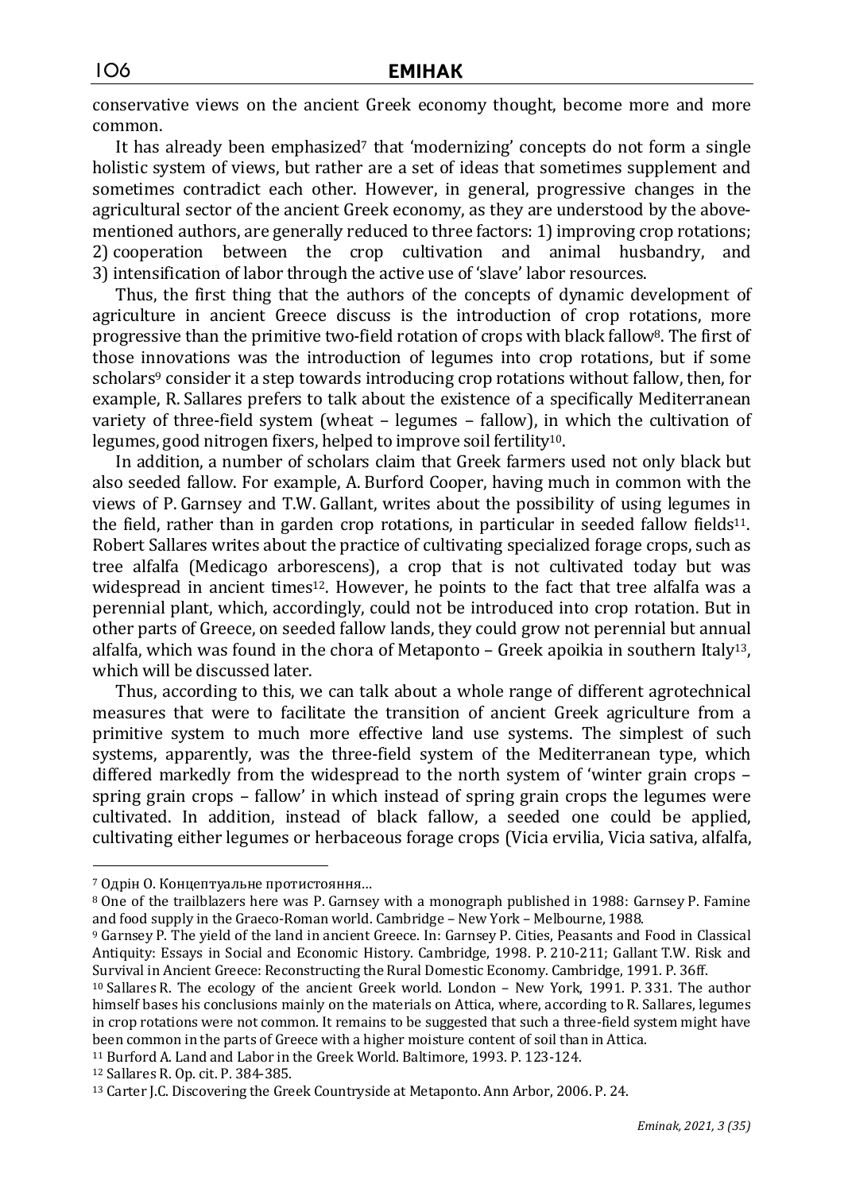conservative views on the ancient Greek economy thought, become more and more common.

It has already been emphasized[7] that 'modernizing' concepts do not form a single holistic system of views, but rather are a set of ideas that sometimes supplement and sometimes contradict each other. However, in general, progressive changes in the agricultural sector of the ancient Greek economy, as they are understood by the above-mentioned authors, are generally reduced to three factors: 1) improving crop rotations; 2) cooperation between the crop cultivation and animal husbandry, and 3) intensification of labor through the active use of 'slave' labor resources.

Thus, the first thing that the authors of the concepts of dynamic development of agriculture in ancient Greece discuss is the introduction of crop rotations, more progressive than the primitive two-field rotation of crops with black fallow[8]. The first of those innovations was the introduction of legumes into crop rotations, but if some scholars[9] consider it a step towards introducing crop rotations without fallow, then, for example, R. Sallares prefers to talk about the existence of a specifically Mediterranean variety of three-field system (wheat – legumes – fallow), in which the cultivation of legumes, good nitrogen fixers, helped to improve soil fertility[10].

In addition, a number of scholars claim that Greek farmers used not only black but also seeded fallow. For example, A. Burford Cooper, having much in common with the views of P. Garnsey and T.W. Gallant, writes about the possibility of using legumes in the field, rather than in garden crop rotations, in particular in seeded fallow fields[11]. Robert Sallares writes about the practice of cultivating specialized forage crops, such as tree alfalfa (Medicago arborescens), a crop that is not cultivated today but was widespread in ancient times[12]. However, he points to the fact that tree alfalfa was a perennial plant, which, accordingly, could not be introduced into crop rotation. But in other parts of Greece, on seeded fallow lands, they could grow not perennial but annual alfalfa, which was found in the chora of Metaponto – Greek apoikia in southern Italy[13], which will be discussed later.

Thus, according to this, we can talk about a whole range of different agrotechnical measures that were to facilitate the transition of ancient Greek agriculture from a primitive system to much more effective land use systems. The simplest of such systems, apparently, was the three-field system of the Mediterranean type, which differed markedly from the widespread to the north system of 'winter grain crops – spring grain crops – fallow' in which instead of spring grain crops the legumes were cultivated. In addition, instead of black fallow, a seeded one could be applied, cultivating either legumes or herbaceous forage crops (Vicia ervilia, Vicia sativa, alfalfa,

---

[7] Одрін О. Концептуальне протистояння…

[8] One of the trailblazers here was P. Garnsey with a monograph published in 1988: Garnsey P. Famine and food supply in the Graeco-Roman world. Cambridge – New York – Melbourne, 1988.

[9] Garnsey P. The yield of the land in ancient Greece. In: Garnsey P. Cities, Peasants and Food in Classical Antiquity: Essays in Social and Economic History. Cambridge, 1998. P. 210-211; Gallant T.W. Risk and Survival in Ancient Greece: Reconstructing the Rural Domestic Economy. Cambridge, 1991. P. 36ff.

[10] Sallares R. The ecology of the ancient Greek world. London – New York, 1991. P. 331. The author himself bases his conclusions mainly on the materials on Attica, where, according to R. Sallares, legumes in crop rotations were not common. It remains to be suggested that such a three-field system might have been common in the parts of Greece with a higher moisture content of soil than in Attica.

[11] Burford A. Land and Labor in the Greek World. Baltimore, 1993. P. 123-124.

[12] Sallares R. Op. cit. P. 384-385.

[13] Carter J.C. Discovering the Greek Countryside at Metaponto. Ann Arbor, 2006. P. 24.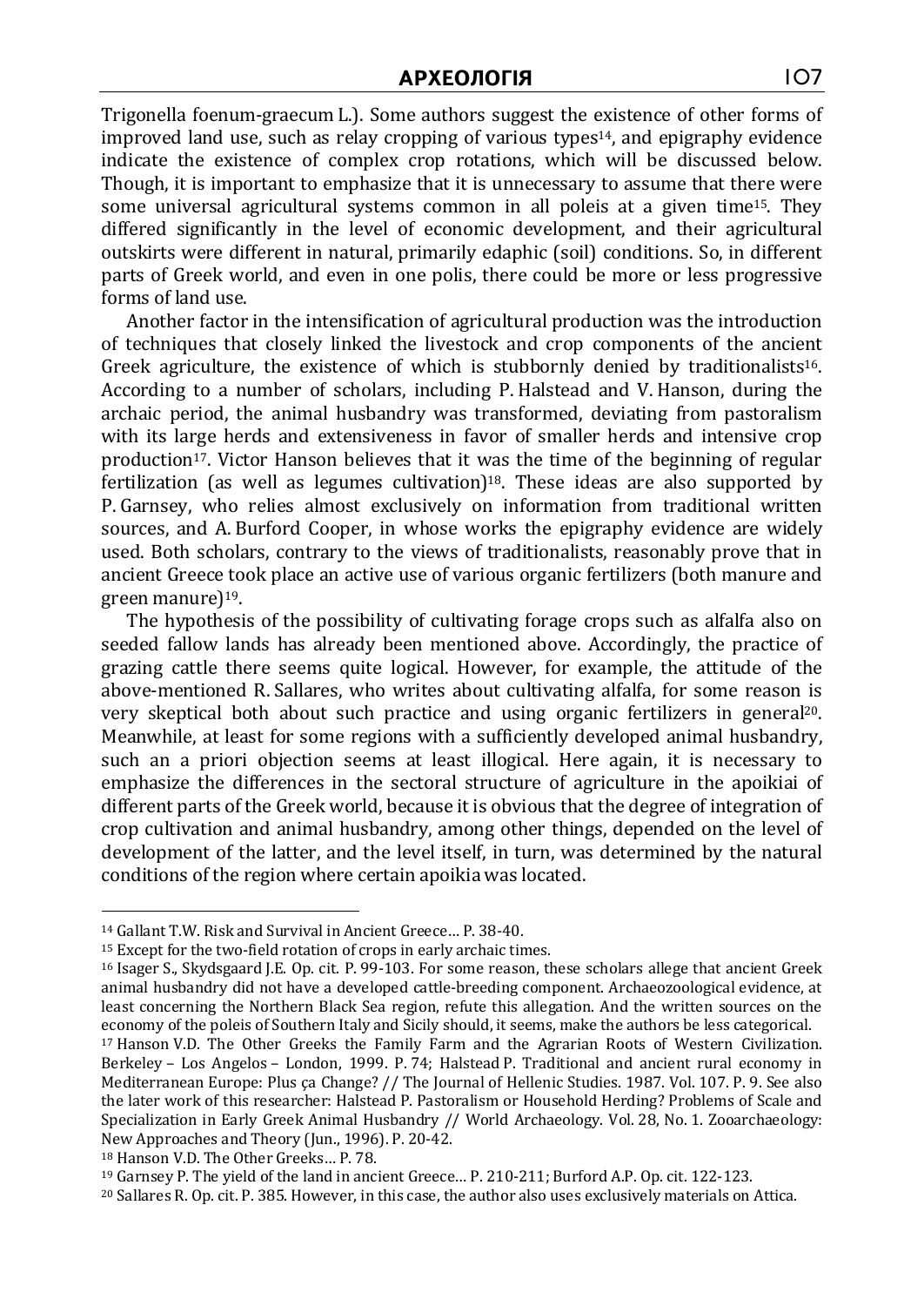Trigonella foenum-graecum L.). Some authors suggest the existence of other forms of improved land use, such as relay cropping of various types[14], and epigraphy evidence indicate the existence of complex crop rotations, which will be discussed below. Though, it is important to emphasize that it is unnecessary to assume that there were some universal agricultural systems common in all poleis at a given time[15]. They differed significantly in the level of economic development, and their agricultural outskirts were different in natural, primarily edaphic (soil) conditions. So, in different parts of Greek world, and even in one polis, there could be more or less progressive forms of land use.

Another factor in the intensification of agricultural production was the introduction of techniques that closely linked the livestock and crop components of the ancient Greek agriculture, the existence of which is stubbornly denied by traditionalists[16]. According to a number of scholars, including P. Halstead and V. Hanson, during the archaic period, the animal husbandry was transformed, deviating from pastoralism with its large herds and extensiveness in favor of smaller herds and intensive crop production[17]. Victor Hanson believes that it was the time of the beginning of regular fertilization (as well as legumes cultivation)[18]. These ideas are also supported by P. Garnsey, who relies almost exclusively on information from traditional written sources, and A. Burford Cooper, in whose works the epigraphy evidence are widely used. Both scholars, contrary to the views of traditionalists, reasonably prove that in ancient Greece took place an active use of various organic fertilizers (both manure and green manure)[19].

The hypothesis of the possibility of cultivating forage crops such as alfalfa also on seeded fallow lands has already been mentioned above. Accordingly, the practice of grazing cattle there seems quite logical. However, for example, the attitude of the above-mentioned R. Sallares, who writes about cultivating alfalfa, for some reason is very skeptical both about such practice and using organic fertilizers in general[20]. Meanwhile, at least for some regions with a sufficiently developed animal husbandry, such an a priori objection seems at least illogical. Here again, it is necessary to emphasize the differences in the sectoral structure of agriculture in the apoikiai of different parts of the Greek world, because it is obvious that the degree of integration of crop cultivation and animal husbandry, among other things, depended on the level of development of the latter, and the level itself, in turn, was determined by the natural conditions of the region where certain apoikia was located.

---

[14] Gallant T.W. Risk and Survival in Ancient Greece… P. 38-40.

[15] Except for the two-field rotation of crops in early archaic times.

[16] Isager S., Skydsgaard J.E. Op. cit. P. 99-103. For some reason, these scholars allege that ancient Greek animal husbandry did not have a developed cattle-breeding component. Archaeozoological evidence, at least concerning the Northern Black Sea region, refute this allegation. And the written sources on the economy of the poleis of Southern Italy and Sicily should, it seems, make the authors be less categorical.

[17] Hanson V.D. The Other Greeks the Family Farm and the Agrarian Roots of Western Civilization. Berkeley – Los Angelos – London, 1999. P. 74; Halstead P. Traditional and ancient rural economy in Mediterranean Europe: Plus ça Change? // The Journal of Hellenic Studies. 1987. Vol. 107. P. 9. See also the later work of this researcher: Halstead P. Pastoralism or Household Herding? Problems of Scale and Specialization in Early Greek Animal Husbandry // World Archaeology. Vol. 28, No. 1. Zooarchaeology: New Approaches and Theory (Jun., 1996). P. 20-42.

[18] Hanson V.D. The Other Greeks… P. 78.

[19] Garnsey P. The yield of the land in ancient Greece… P. 210-211; Burford A.P. Op. cit. 122-123.

[20] Sallares R. Op. cit. P. 385. However, in this case, the author also uses exclusively materials on Attica.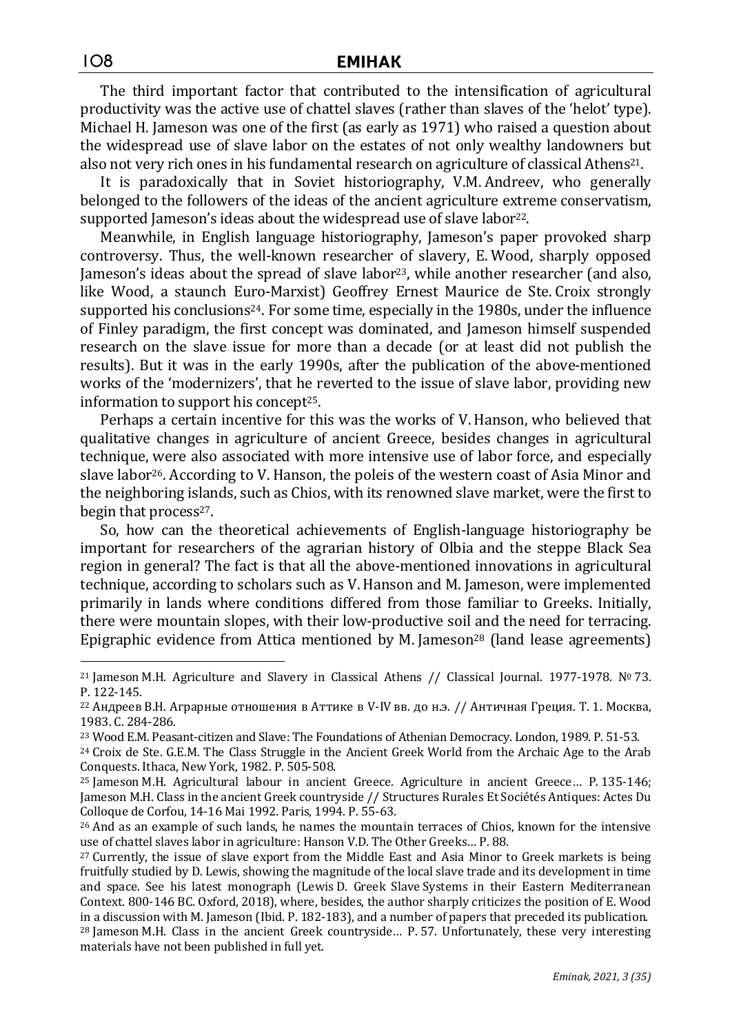The third important factor that contributed to the intensification of agricultural productivity was the active use of chattel slaves (rather than slaves of the 'helot' type). Michael H. Jameson was one of the first (as early as 1971) who raised a question about the widespread use of slave labor on the estates of not only wealthy landowners but also not very rich ones in his fundamental research on agriculture of classical Athens[21].

It is paradoxically that in Soviet historiography, V.M. Andreev, who generally belonged to the followers of the ideas of the ancient agriculture extreme conservatism, supported Jameson's ideas about the widespread use of slave labor[22].

Meanwhile, in English language historiography, Jameson's paper provoked sharp controversy. Thus, the well-known researcher of slavery, E. Wood, sharply opposed Jameson's ideas about the spread of slave labor[23], while another researcher (and also, like Wood, a staunch Euro-Marxist) Geoffrey Ernest Maurice de Ste. Croix strongly supported his conclusions[24]. For some time, especially in the 1980s, under the influence of Finley paradigm, the first concept was dominated, and Jameson himself suspended research on the slave issue for more than a decade (or at least did not publish the results). But it was in the early 1990s, after the publication of the above-mentioned works of the 'modernizers', that he reverted to the issue of slave labor, providing new information to support his concept[25].

Perhaps a certain incentive for this was the works of V. Hanson, who believed that qualitative changes in agriculture of ancient Greece, besides changes in agricultural technique, were also associated with more intensive use of labor force, and especially slave labor[26]. According to V. Hanson, the poleis of the western coast of Asia Minor and the neighboring islands, such as Chios, with its renowned slave market, were the first to begin that process[27].

So, how can the theoretical achievements of English-language historiography be important for researchers of the agrarian history of Olbia and the steppe Black Sea region in general? The fact is that all the above-mentioned innovations in agricultural technique, according to scholars such as V. Hanson and M. Jameson, were implemented primarily in lands where conditions differed from those familiar to Greeks. Initially, there were mountain slopes, with their low-productive soil and the need for terracing. Epigraphic evidence from Attica mentioned by M. Jameson[28] (land lease agreements)

---

[21] Jameson M.H. Agriculture and Slavery in Classical Athens // Classical Journal. 1977-1978. № 73. P. 122-145.

[22] Андреев В.Н. Аграрные отношения в Аттике в V-IV вв. до н.э. // Античная Греция. Т. 1. Москва, 1983. С. 284-286.

[23] Wood E.M. Peasant-citizen and Slave: The Foundations of Athenian Democracy. London, 1989. P. 51-53.

[24] Croix de Ste. G.E.M. The Class Struggle in the Ancient Greek World from the Archaic Age to the Arab Conquests. Ithaca, New York, 1982. P. 505-508.

[25] Jameson M.H. Agricultural labour in ancient Greece. Agriculture in ancient Greece… P. 135-146; Jameson M.H. Class in the ancient Greek countryside // Structures Rurales Et Sociétés Antiques: Actes Du Colloque de Corfou, 14-16 Mai 1992. Paris, 1994. P. 55-63.

[26] And as an example of such lands, he names the mountain terraces of Chios, known for the intensive use of chattel slaves labor in agriculture: Hanson V.D. The Other Greeks… P. 88.

[27] Currently, the issue of slave export from the Middle East and Asia Minor to Greek markets is being fruitfully studied by D. Lewis, showing the magnitude of the local slave trade and its development in time and space. See his latest monograph (Lewis D. Greek Slave Systems in their Eastern Mediterranean Context. 800-146 BC. Oxford, 2018), where, besides, the author sharply criticizes the position of E. Wood in a discussion with M. Jameson (Ibid. P. 182-183), and a number of papers that preceded its publication.

[28] Jameson M.H. Class in the ancient Greek countryside… P. 57. Unfortunately, these very interesting materials have not been published in full yet.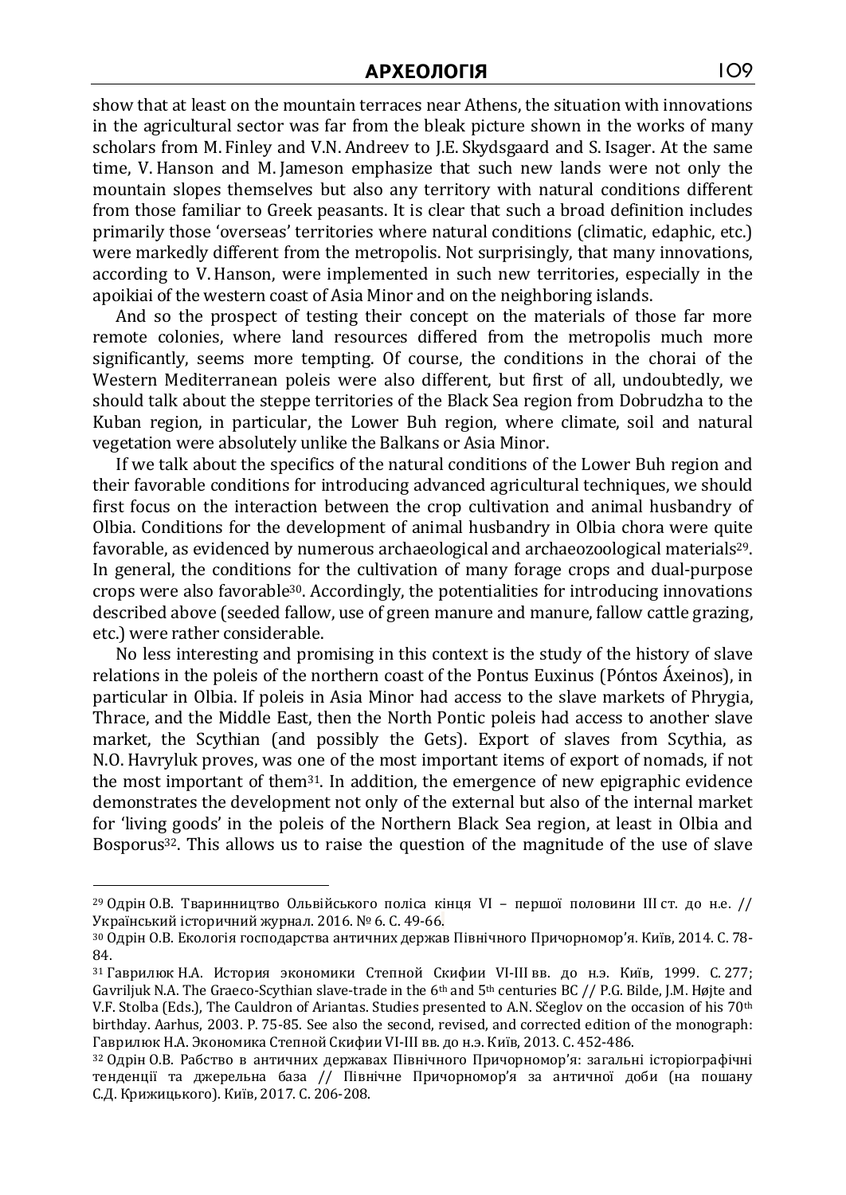show that at least on the mountain terraces near Athens, the situation with innovations in the agricultural sector was far from the bleak picture shown in the works of many scholars from M. Finley and V.N. Andreev to J.E. Skydsgaard and S. Isager. At the same time, V. Hanson and M. Jameson emphasize that such new lands were not only the mountain slopes themselves but also any territory with natural conditions different from those familiar to Greek peasants. It is clear that such a broad definition includes primarily those 'overseas' territories where natural conditions (climatic, edaphic, etc.) were markedly different from the metropolis. Not surprisingly, that many innovations, according to V. Hanson, were implemented in such new territories, especially in the apoikiai of the western coast of Asia Minor and on the neighboring islands.

And so the prospect of testing their concept on the materials of those far more remote colonies, where land resources differed from the metropolis much more significantly, seems more tempting. Of course, the conditions in the chorai of the Western Mediterranean poleis were also different, but first of all, undoubtedly, we should talk about the steppe territories of the Black Sea region from Dobrudzha to the Kuban region, in particular, the Lower Buh region, where climate, soil and natural vegetation were absolutely unlike the Balkans or Asia Minor.

If we talk about the specifics of the natural conditions of the Lower Buh region and their favorable conditions for introducing advanced agricultural techniques, we should first focus on the interaction between the crop cultivation and animal husbandry of Olbia. Conditions for the development of animal husbandry in Olbia chora were quite favorable, as evidenced by numerous archaeological and archaeozoological materials[29]. In general, the conditions for the cultivation of many forage crops and dual-purpose crops were also favorable[30]. Accordingly, the potentialities for introducing innovations described above (seeded fallow, use of green manure and manure, fallow cattle grazing, etc.) were rather considerable.

No less interesting and promising in this context is the study of the history of slave relations in the poleis of the northern coast of the Pontus Euxinus (Póntos Áxeinos), in particular in Olbia. If poleis in Asia Minor had access to the slave markets of Phrygia, Thrace, and the Middle East, then the North Pontic poleis had access to another slave market, the Scythian (and possibly the Gets). Export of slaves from Scythia, as N.O. Havryluk proves, was one of the most important items of export of nomads, if not the most important of them[31]. In addition, the emergence of new epigraphic evidence demonstrates the development not only of the external but also of the internal market for 'living goods' in the poleis of the Northern Black Sea region, at least in Olbia and Bosporus[32]. This allows us to raise the question of the magnitude of the use of slave

---

[29] Одрін О.В. Тваринництво Ольвійського поліса кінця VI – першої половини III ст. до н.е. // Український історичний журнал. 2016. № 6. С. 49-66.

[30] Одрін О.В. Екологія господарства античних держав Північного Причорномор'я. Київ, 2014. С. 78-84.

[31] Гаврилюк Н.А. История экономики Степной Скифии VI-III вв. до н.э. Київ, 1999. С. 277; Gavriljuk N.A. The Graeco-Scythian slave-trade in the 6th and 5th centuries BC // P.G. Bilde, J.M. Højte and V.F. Stolba (Eds.), The Cauldron of Ariantas. Studies presented to A.N. Ščeglov on the occasion of his 70th birthday. Aarhus, 2003. P. 75-85. See also the second, revised, and corrected edition of the monograph: Гаврилюк Н.А. Экономика Степной Скифии VI-III вв. до н.э. Київ, 2013. С. 452-486.

[32] Одрін О.В. Рабство в античних державах Північного Причорномор'я: загальні історіографічні тенденції та джерельна база // Північне Причорномор'я за античної доби (на пошану С.Д. Крижицького). Київ, 2017. С. 206-208.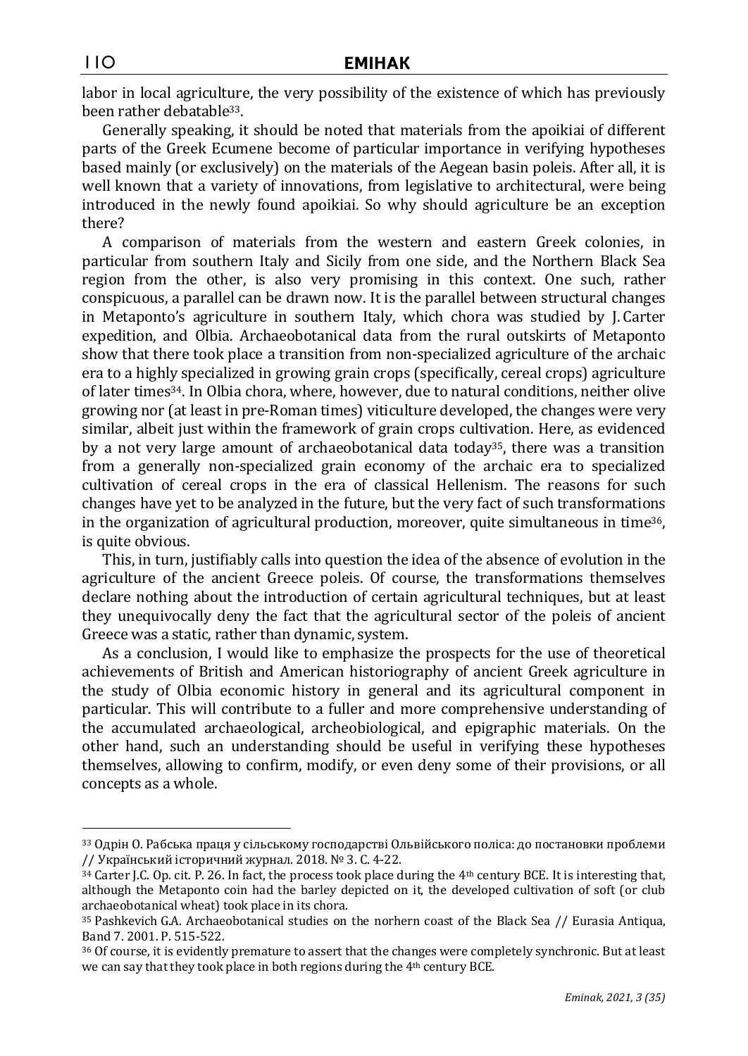labor in local agriculture, the very possibility of the existence of which has previously been rather debatable[33].

Generally speaking, it should be noted that materials from the apoikiai of different parts of the Greek Ecumene become of particular importance in verifying hypotheses based mainly (or exclusively) on the materials of the Aegean basin poleis. After all, it is well known that a variety of innovations, from legislative to architectural, were being introduced in the newly found apoikiai. So why should agriculture be an exception there?

A comparison of materials from the western and eastern Greek colonies, in particular from southern Italy and Sicily from one side, and the Northern Black Sea region from the other, is also very promising in this context. One such, rather conspicuous, a parallel can be drawn now. It is the parallel between structural changes in Metaponto's agriculture in southern Italy, which chora was studied by J. Carter expedition, and Olbia. Archaeobotanical data from the rural outskirts of Metaponto show that there took place a transition from non-specialized agriculture of the archaic era to a highly specialized in growing grain crops (specifically, cereal crops) agriculture of later times[34]. In Olbia chora, where, however, due to natural conditions, neither olive growing nor (at least in pre-Roman times) viticulture developed, the changes were very similar, albeit just within the framework of grain crops cultivation. Here, as evidenced by a not very large amount of archaeobotanical data today[35], there was a transition from a generally non-specialized grain economy of the archaic era to specialized cultivation of cereal crops in the era of classical Hellenism. The reasons for such changes have yet to be analyzed in the future, but the very fact of such transformations in the organization of agricultural production, moreover, quite simultaneous in time[36], is quite obvious.

This, in turn, justifiably calls into question the idea of the absence of evolution in the agriculture of the ancient Greece poleis. Of course, the transformations themselves declare nothing about the introduction of certain agricultural techniques, but at least they unequivocally deny the fact that the agricultural sector of the poleis of ancient Greece was a static, rather than dynamic, system.

As a conclusion, I would like to emphasize the prospects for the use of theoretical achievements of British and American historiography of ancient Greek agriculture in the study of Olbia economic history in general and its agricultural component in particular. This will contribute to a fuller and more comprehensive understanding of the accumulated archaeological, archeobiological, and epigraphic materials. On the other hand, such an understanding should be useful in verifying these hypotheses themselves, allowing to confirm, modify, or even deny some of their provisions, or all concepts as a whole.

---

[33] Одрін О. Рабська праця у сільському господарстві Ольвійського поліса: до постановки проблеми // Український історичний журнал. 2018. № 3. С. 4-22.

[34] Carter J.C. Op. cit. P. 26. In fact, the process took place during the 4th century BCE. It is interesting that, although the Metaponto coin had the barley depicted on it, the developed cultivation of soft (or club archaeobotanical wheat) took place in its chora.

[35] Pashkevich G.A. Archaeobotanical studies on the norhern coast of the Black Sea // Eurasia Antiqua, Band 7. 2001. P. 515-522.

[36] Of course, it is evidently premature to assert that the changes were completely synchronic. But at least we can say that they took place in both regions during the 4th century BCE.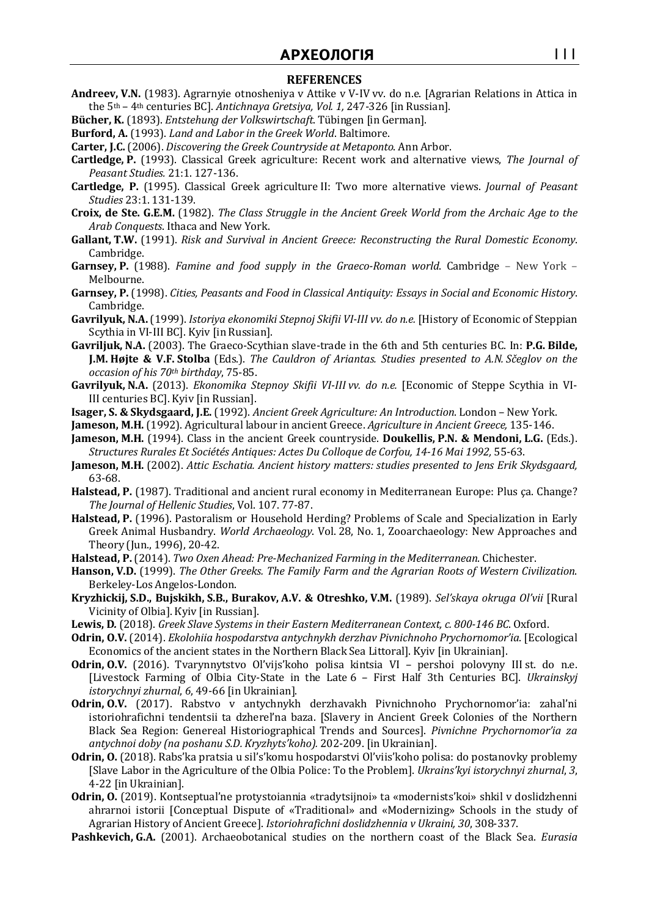## REFERENCES

**Andreev, V.N.** (1983). Agrarnyie otnosheniya v Attike v V-IV vv. do n.e. [Agrarian Relations in Attica in the 5th – 4th centuries BC]. *Antichnaya Gretsiya, Vol. 1,* 247-326 [in Russian].

**Bücher, K.** (1893). *Entstehung der Volkswirtschaft*. Tübingen [in German].

**Burford, A.** (1993). *Land and Labor in the Greek World*. Baltimore.

**Carter, J.C.** (2006). *Discovering the Greek Countryside at Metaponto*. Ann Arbor.

**Cartledge, P.** (1993). Classical Greek agriculture: Recent work and alternative views, *The Journal of Peasant Studies.* 21:1. 127-136.

**Cartledge, P.** (1995). Classical Greek agriculture II: Two more alternative views. *Journal of Peasant Studies* 23:1. 131-139.

**Croix, de Ste. G.E.M.** (1982). *The Class Struggle in the Ancient Greek World from the Archaic Age to the Arab Conquests*. Ithaca and New York.

**Gallant, T.W.** (1991). *Risk and Survival in Ancient Greece: Reconstructing the Rural Domestic Economy*. Cambridge.

**Garnsey, P.** (1988). *Famine and food supply in the Graeco-Roman world*. Cambridge – New York – Melbourne.

**Garnsey, P.** (1998). *Cities, Peasants and Food in Classical Antiquity: Essays in Social and Economic History*. Cambridge.

**Gavrilyuk, N.A.** (1999). *Istoriya ekonomiki Stepnoj Skifii VI-III vv. do n.e.* [History of Economic of Steppian Scythia in VI-III BC]. Kyiv [in Russian].

**Gavriljuk, N.A.** (2003). The Graeco-Scythian slave-trade in the 6th and 5th centuries BC. In: **P.G. Bilde, J.M. Højte & V.F. Stolba** (Eds.). *The Cauldron of Ariantas. Studies presented to A.N. Ščeglov on the occasion of his 70th birthday*, 75-85.

**Gavrilyuk, N.A.** (2013). *Ekonomika Stepnoy Skifii VI-III vv. do n.e.* [Economic of Steppe Scythia in VI-III centuries BC]. Kyiv [in Russian].

**Isager, S. & Skydsgaard, J.E.** (1992). *Ancient Greek Agriculture: An Introduction*. London – New York.

**Jameson, M.H.** (1992). Agricultural labour in ancient Greece. *Agriculture in Ancient Greece,* 135-146.

**Jameson, M.H.** (1994). Class in the ancient Greek countryside. **Doukellis, P.N. & Mendoni, L.G.** (Eds.). *Structures Rurales Et Sociétés Antiques: Actes Du Colloque de Corfou, 14-16 Mai 1992,* 55-63.

**Jameson, M.H.** (2002). *Attic Eschatia. Ancient history matters: studies presented to Jens Erik Skydsgaard,* 63-68.

**Halstead, P.** (1987). Traditional and ancient rural economy in Mediterranean Europe: Plus ça. Change? *The Journal of Hellenic Studies*, Vol. 107. 77-87.

**Halstead, P.** (1996). Pastoralism or Household Herding? Problems of Scale and Specialization in Early Greek Animal Husbandry. *World Archaeology*. Vol. 28, No. 1, Zooarchaeology: New Approaches and Theory (Jun., 1996), 20-42.

**Halstead, P.** (2014). *Two Oxen Ahead: Pre-Mechanized Farming in the Mediterranean*. Chichester.

**Hanson, V.D.** (1999). *The Other Greeks. The Family Farm and the Agrarian Roots of Western Civilization*. Berkeley-Los Angelos-London.

**Kryzhickij, S.D., Bujskikh, S.B., Burakov, A.V. & Otreshko, V.M.** (1989). *Sel'skaya okruga Ol'vii* [Rural Vicinity of Olbia]. Kyiv [in Russian].

**Lewis, D.** (2018). *Greek Slave Systems in their Eastern Mediterranean Context, c. 800-146 BC*. Oxford.

**Odrin, O.V.** (2014). *Ekolohiia hospodarstva antychnykh derzhav Pivnichnoho Prychornomor'ia*. [Ecological Economics of the ancient states in the Northern Black Sea Littoral]. Kyiv [in Ukrainian].

**Odrin, O.V.** (2016). Tvarynnytstvo Ol'vijs'koho polisa kintsia VI – pershoi polovyny III st. do n.e. [Livestock Farming of Olbia City-State in the Late 6 – First Half 3th Centuries BC]. *Ukrainskyj istorychnyi zhurnal*, *6*, 49-66 [in Ukrainian].

**Odrin, O.V.** (2017). Rabstvo v antychnykh derzhavakh Pivnichnoho Prychornomor'ia: zahal'ni istoriohrafichni tendentsii ta dzherel'na baza. [Slavery in Ancient Greek Colonies of the Northern Black Sea Region: Genereal Historiographical Trends and Sources]. *Pivnichne Prychornomor'ia za antychnoi doby (na poshanu S.D. Kryzhyts'koho).* 202-209. [in Ukrainian].

**Odrin, O.** (2018). Rabs'ka pratsia u sil's'komu hospodarstvi Ol'viis'koho polisa: do postanovky problemy [Slave Labor in the Agriculture of the Olbia Police: To the Problem]. *Ukrains'kyi istorychnyi zhurnal*, *3*, 4-22 [in Ukrainian].

**Odrin, O.** (2019). Kontseptual'ne protystoiannia «tradytsijnoi» ta «modernists'koi» shkil v doslidzhenni ahrarnoi istorii [Conceptual Dispute of «Traditional» and «Modernizing» Schools in the study of Agrarian History of Ancient Greece]. *Istoriohrafichni doslidzhennia v Ukraini, 30*, 308-337.

**Pashkevich, G.A.** (2001). Archaeobotanical studies on the northern coast of the Black Sea. *Eurasia*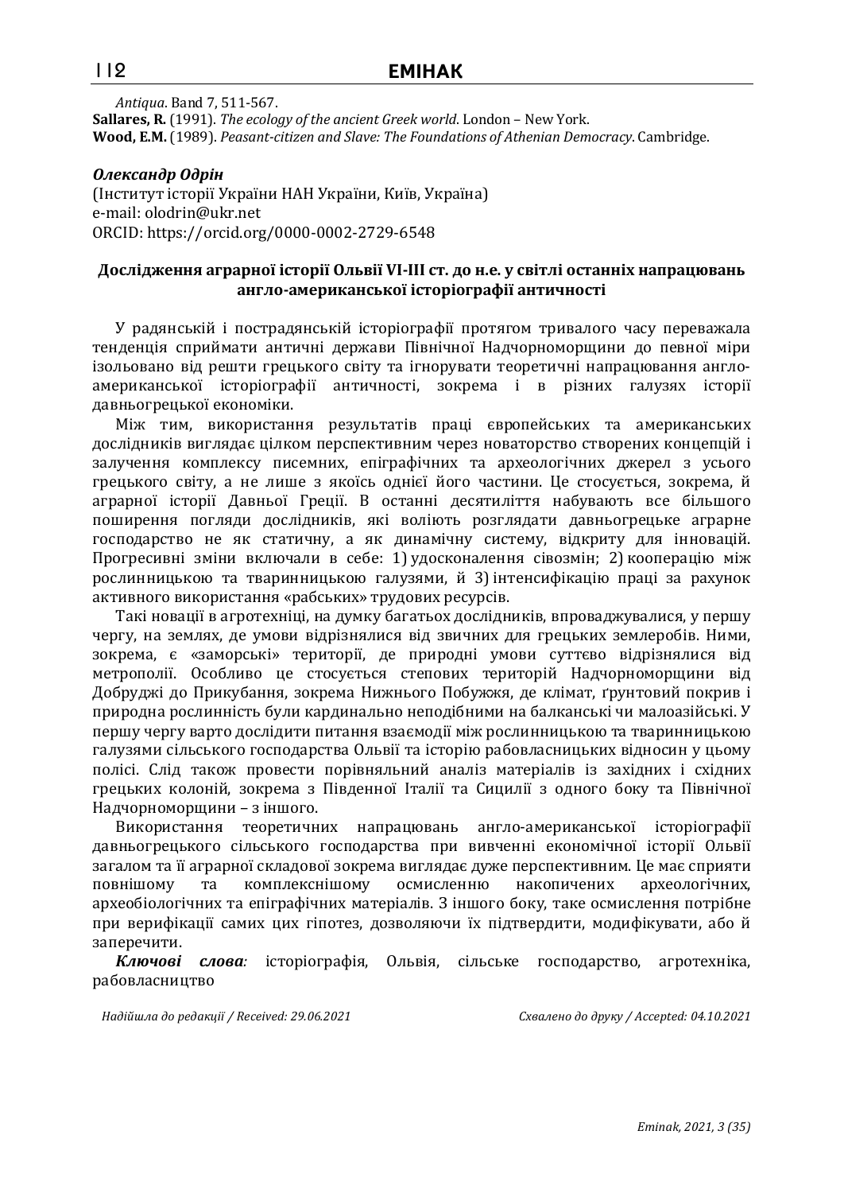*Antiqua*. Band 7, 511-567.

**Sallares, R.** (1991). *The ecology of the ancient Greek world*. London – New York.

**Wood, E.M.** (1989). *Peasant-citizen and Slave: The Foundations of Athenian Democracy*. Cambridge.

***Олександр Одрін***

(Інститут історії України НАН України, Київ, Україна)

e-mail: olodrin@ukr.net

ORCID: https://orcid.org/0000-0002-2729-6548

**Дослідження аграрної історії Ольвії VI-III ст. до н.е. у світлі останніх напрацювань англо-американської історіографії античності**

У радянській і пострадянській історіографії протягом тривалого часу переважала тенденція сприймати античні держави Північної Надчорноморщини до певної міри ізольовано від решти грецького світу та ігнорувати теоретичні напрацювання англо-американської історіографії античності, зокрема і в різних галузях історії давньогрецької економіки.

Між тим, використання результатів праці європейських та американських дослідників виглядає цілком перспективним через новаторство створених концепцій і залучення комплексу писемних, епіграфічних та археологічних джерел з усього грецького світу, а не лише з якоїсь однієї його частини. Це стосується, зокрема, й аграрної історії Давньої Греції. В останні десятиліття набувають все більшого поширення погляди дослідників, які воліють розглядати давньогрецьке аграрне господарство не як статичну, а як динамічну систему, відкриту для інновацій. Прогресивні зміни включали в себе: 1) удосконалення сівозмін; 2) кооперацію між рослинницькою та тваринницькою галузями, й 3) інтенсифікацію праці за рахунок активного використання «рабських» трудових ресурсів.

Такі новації в агротехніці, на думку багатьох дослідників, впроваджувалися, у першу чергу, на землях, де умови відрізнялися від звичних для грецьких землеробів. Ними, зокрема, є «заморські» території, де природні умови суттєво відрізнялися від метрополії. Особливо це стосується степових територій Надчорноморщини від Добруджі до Прикубання, зокрема Нижнього Побужжя, де клімат, ґрунтовий покрив і природна рослинність були кардинально неподібними на балканські чи малоазійські. У першу чергу варто дослідити питання взаємодії між рослинницькою та тваринницькою галузями сільського господарства Ольвії та історію рабовласницьких відносин у цьому полісі. Слід також провести порівняльний аналіз матеріалів із західних і східних грецьких колоній, зокрема з Південної Італії та Сицилії з одного боку та Північної Надчорноморщини – з іншого.

Використання теоретичних напрацювань англо-американської історіографії давньогрецького сільського господарства при вивченні економічної історії Ольвії загалом та її аграрної складової зокрема виглядає дуже перспективним. Це має сприяти повнішому та комплекснішому осмисленню накопичених археологічних, археобіологічних та епіграфічних матеріалів. З іншого боку, таке осмислення потрібне при верифікації самих цих гіпотез, дозволяючи їх підтвердити, модифікувати, або й заперечити.

***Ключові слова:*** історіографія, Ольвія, сільське господарство, агротехніка, рабовласництво

*Надійшла до редакції / Received: 29.06.2021* *Схвалено до друку / Accepted: 04.10.2021*